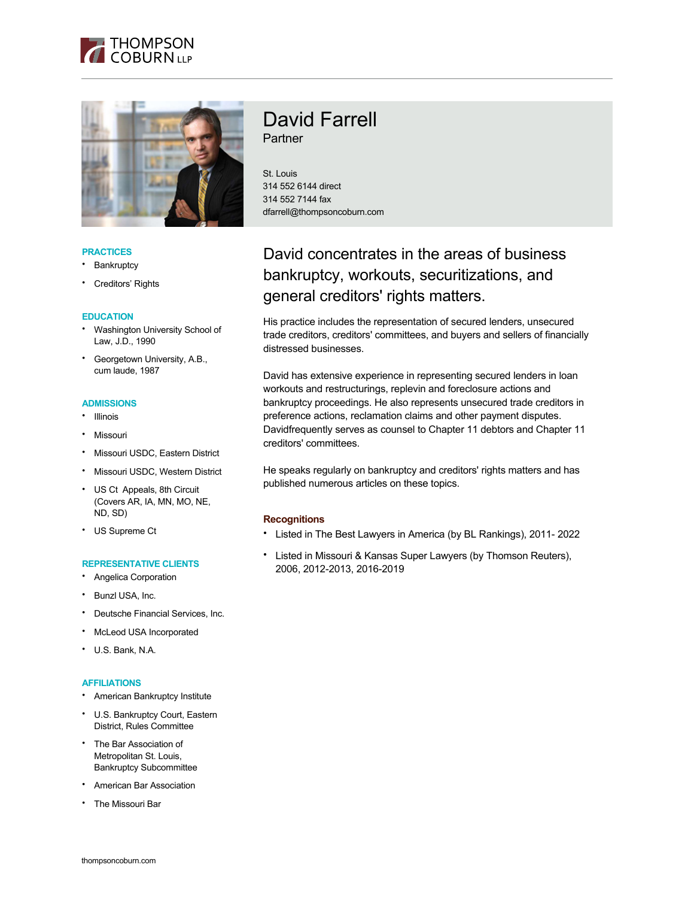# David Farrell

Partner

St. Louis
314 552 6144 direct
314 552 7144 fax
dfarrell@thompsoncoburn.com

## David concentrates in the areas of business bankruptcy, workouts, securitizations, and general creditors' rights matters.

His practice includes the representation of secured lenders, unsecured trade creditors, creditors' committees, and buyers and sellers of financially distressed businesses.

David has extensive experience in representing secured lenders in loan workouts and restructurings, replevin and foreclosure actions and bankruptcy proceedings. He also represents unsecured trade creditors in preference actions, reclamation claims and other payment disputes. Davidfrequently serves as counsel to Chapter 11 debtors and Chapter 11 creditors' committees.

He speaks regularly on bankruptcy and creditors' rights matters and has published numerous articles on these topics.

### Recognitions

- Listed in The Best Lawyers in America (by BL Rankings), 2011- 2022
- Listed in Missouri & Kansas Super Lawyers (by Thomson Reuters), 2006, 2012-2013, 2016-2019

### PRACTICES

- Bankruptcy
- Creditors' Rights

### EDUCATION

- Washington University School of Law, J.D., 1990
- Georgetown University, A.B., cum laude, 1987

### ADMISSIONS

- Illinois
- Missouri
- Missouri USDC, Eastern District
- Missouri USDC, Western District
- US Ct Appeals, 8th Circuit (Covers AR, IA, MN, MO, NE, ND, SD)
- US Supreme Ct

### REPRESENTATIVE CLIENTS

- Angelica Corporation
- Bunzl USA, Inc.
- Deutsche Financial Services, Inc.
- McLeod USA Incorporated
- U.S. Bank, N.A.

### AFFILIATIONS

- American Bankruptcy Institute
- U.S. Bankruptcy Court, Eastern District, Rules Committee
- The Bar Association of Metropolitan St. Louis, Bankruptcy Subcommittee
- American Bar Association
- The Missouri Bar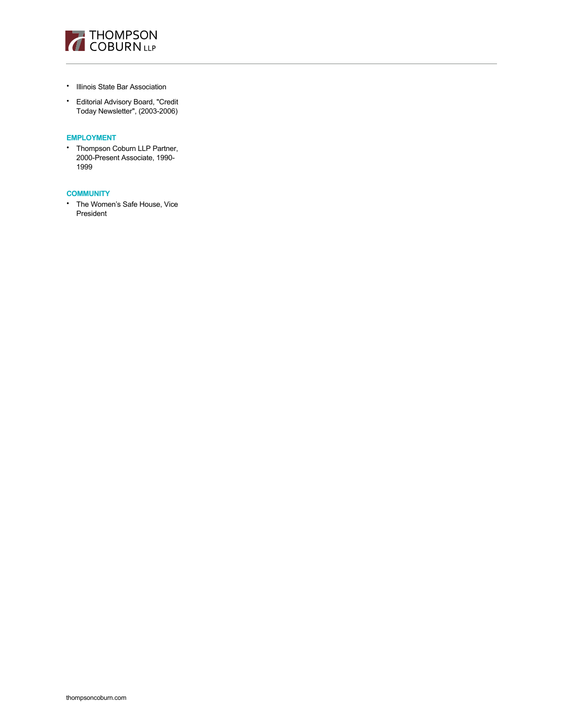- Illinois State Bar Association
- Editorial Advisory Board, "Credit Today Newsletter", (2003-2006)

## EMPLOYMENT

- Thompson Coburn LLP Partner, 2000-Present Associate, 1990-1999

## COMMUNITY

- The Women's Safe House, Vice President